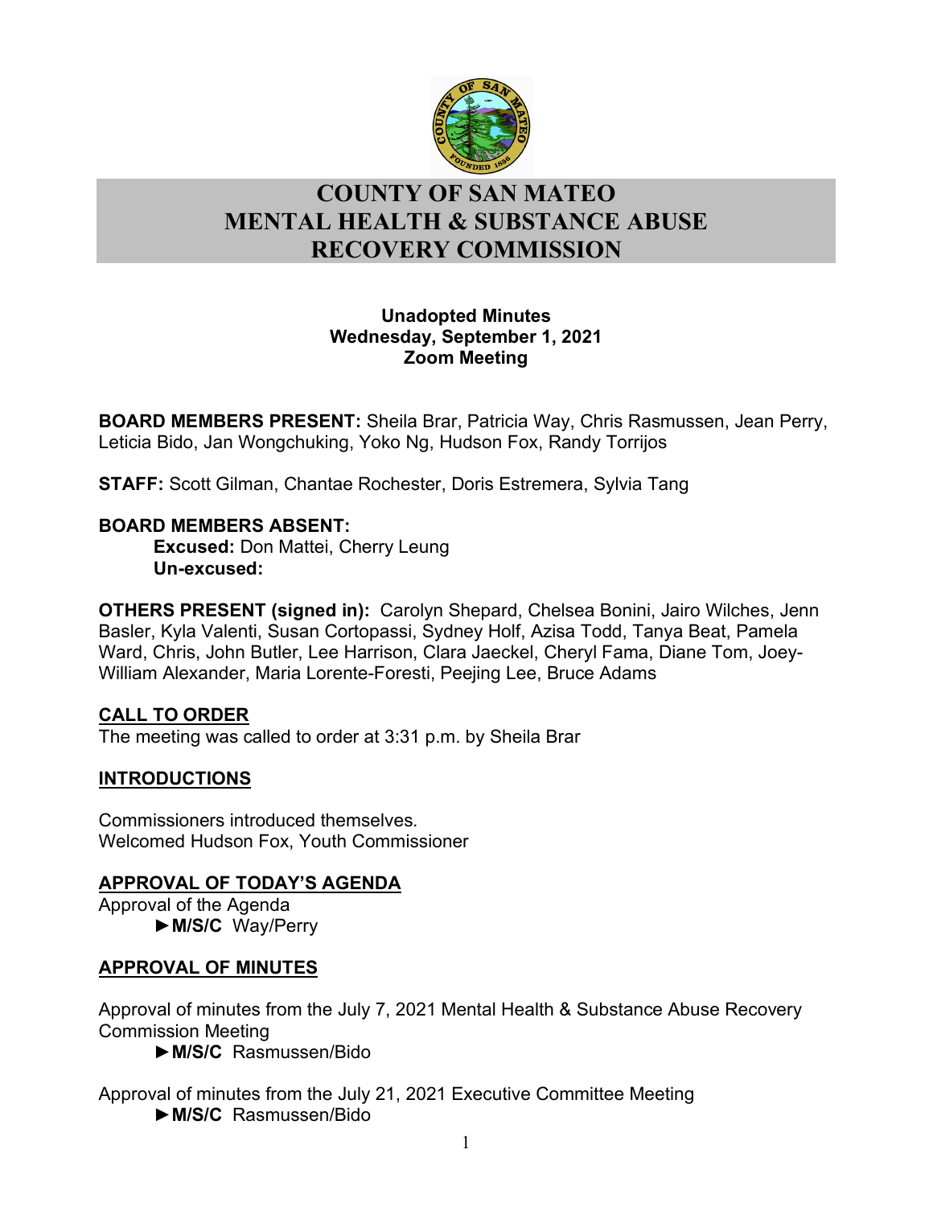# COUNTY OF SAN MATEO
# MENTAL HEALTH & SUBSTANCE ABUSE RECOVERY COMMISSION

**Unadopted Minutes**
**Wednesday, September 1, 2021**
**Zoom Meeting**

**BOARD MEMBERS PRESENT:** Sheila Brar, Patricia Way, Chris Rasmussen, Jean Perry, Leticia Bido, Jan Wongchuking, Yoko Ng, Hudson Fox, Randy Torrijos

**STAFF:** Scott Gilman, Chantae Rochester, Doris Estremera, Sylvia Tang

**BOARD MEMBERS ABSENT:**
**Excused:** Don Mattei, Cherry Leung
**Un-excused:**

**OTHERS PRESENT (signed in):** Carolyn Shepard, Chelsea Bonini, Jairo Wilches, Jenn Basler, Kyla Valenti, Susan Cortopassi, Sydney Holf, Azisa Todd, Tanya Beat, Pamela Ward, Chris, John Butler, Lee Harrison, Clara Jaeckel, Cheryl Fama, Diane Tom, Joey-William Alexander, Maria Lorente-Foresti, Peejing Lee, Bruce Adams

## CALL TO ORDER

The meeting was called to order at 3:31 p.m. by Sheila Brar

## INTRODUCTIONS

Commissioners introduced themselves.
Welcomed Hudson Fox, Youth Commissioner

## APPROVAL OF TODAY'S AGENDA

Approval of the Agenda
►**M/S/C** Way/Perry

## APPROVAL OF MINUTES

Approval of minutes from the July 7, 2021 Mental Health & Substance Abuse Recovery Commission Meeting
►**M/S/C** Rasmussen/Bido

Approval of minutes from the July 21, 2021 Executive Committee Meeting
►**M/S/C** Rasmussen/Bido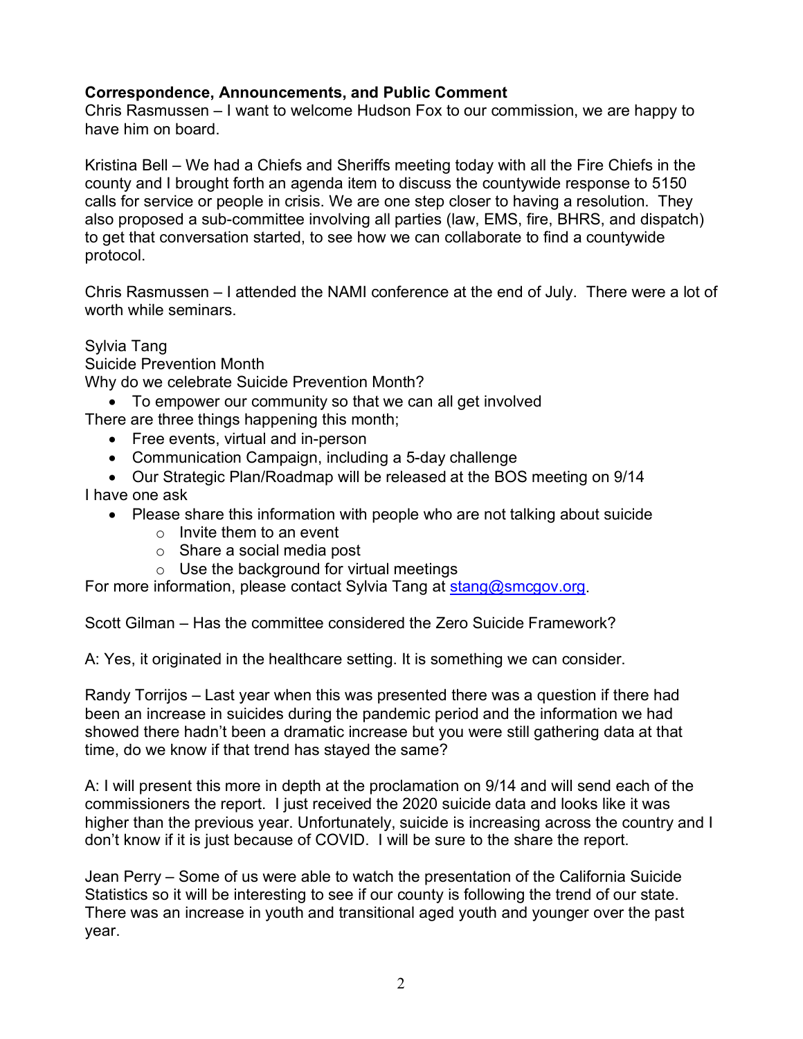**Correspondence, Announcements, and Public Comment**
Chris Rasmussen – I want to welcome Hudson Fox to our commission, we are happy to have him on board.

Kristina Bell – We had a Chiefs and Sheriffs meeting today with all the Fire Chiefs in the county and I brought forth an agenda item to discuss the countywide response to 5150 calls for service or people in crisis. We are one step closer to having a resolution. They also proposed a sub-committee involving all parties (law, EMS, fire, BHRS, and dispatch) to get that conversation started, to see how we can collaborate to find a countywide protocol.

Chris Rasmussen – I attended the NAMI conference at the end of July. There were a lot of worth while seminars.

Sylvia Tang
Suicide Prevention Month
Why do we celebrate Suicide Prevention Month?

- To empower our community so that we can all get involved

There are three things happening this month;

- Free events, virtual and in-person
- Communication Campaign, including a 5-day challenge
- Our Strategic Plan/Roadmap will be released at the BOS meeting on 9/14

I have one ask

- Please share this information with people who are not talking about suicide
    - Invite them to an event
    - Share a social media post
    - Use the background for virtual meetings

For more information, please contact Sylvia Tang at stang@smcgov.org.

Scott Gilman – Has the committee considered the Zero Suicide Framework?

A: Yes, it originated in the healthcare setting. It is something we can consider.

Randy Torrijos – Last year when this was presented there was a question if there had been an increase in suicides during the pandemic period and the information we had showed there hadn't been a dramatic increase but you were still gathering data at that time, do we know if that trend has stayed the same?

A: I will present this more in depth at the proclamation on 9/14 and will send each of the commissioners the report. I just received the 2020 suicide data and looks like it was higher than the previous year. Unfortunately, suicide is increasing across the country and I don't know if it is just because of COVID. I will be sure to the share the report.

Jean Perry – Some of us were able to watch the presentation of the California Suicide Statistics so it will be interesting to see if our county is following the trend of our state. There was an increase in youth and transitional aged youth and younger over the past year.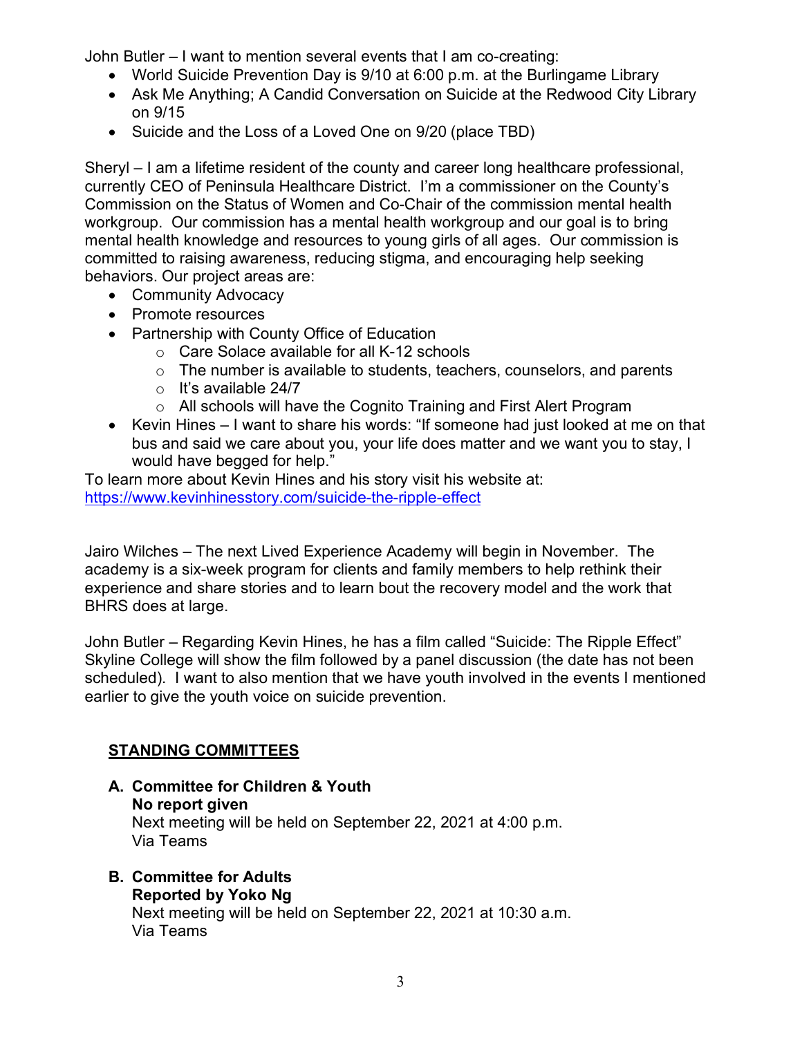John Butler – I want to mention several events that I am co-creating:

- World Suicide Prevention Day is 9/10 at 6:00 p.m. at the Burlingame Library
- Ask Me Anything; A Candid Conversation on Suicide at the Redwood City Library on 9/15
- Suicide and the Loss of a Loved One on 9/20 (place TBD)

Sheryl – I am a lifetime resident of the county and career long healthcare professional, currently CEO of Peninsula Healthcare District. I'm a commissioner on the County's Commission on the Status of Women and Co-Chair of the commission mental health workgroup. Our commission has a mental health workgroup and our goal is to bring mental health knowledge and resources to young girls of all ages. Our commission is committed to raising awareness, reducing stigma, and encouraging help seeking behaviors. Our project areas are:

- Community Advocacy
- Promote resources
- Partnership with County Office of Education
  - Care Solace available for all K-12 schools
  - The number is available to students, teachers, counselors, and parents
  - It's available 24/7
  - All schools will have the Cognito Training and First Alert Program
- Kevin Hines – I want to share his words: "If someone had just looked at me on that bus and said we care about you, your life does matter and we want you to stay, I would have begged for help."

To learn more about Kevin Hines and his story visit his website at:
https://www.kevinhinesstory.com/suicide-the-ripple-effect

Jairo Wilches – The next Lived Experience Academy will begin in November. The academy is a six-week program for clients and family members to help rethink their experience and share stories and to learn bout the recovery model and the work that BHRS does at large.

John Butler – Regarding Kevin Hines, he has a film called "Suicide: The Ripple Effect" Skyline College will show the film followed by a panel discussion (the date has not been scheduled). I want to also mention that we have youth involved in the events I mentioned earlier to give the youth voice on suicide prevention.

## STANDING COMMITTEES

**A. Committee for Children & Youth**
**No report given**
Next meeting will be held on September 22, 2021 at 4:00 p.m.
Via Teams

**B. Committee for Adults**
**Reported by Yoko Ng**
Next meeting will be held on September 22, 2021 at 10:30 a.m.
Via Teams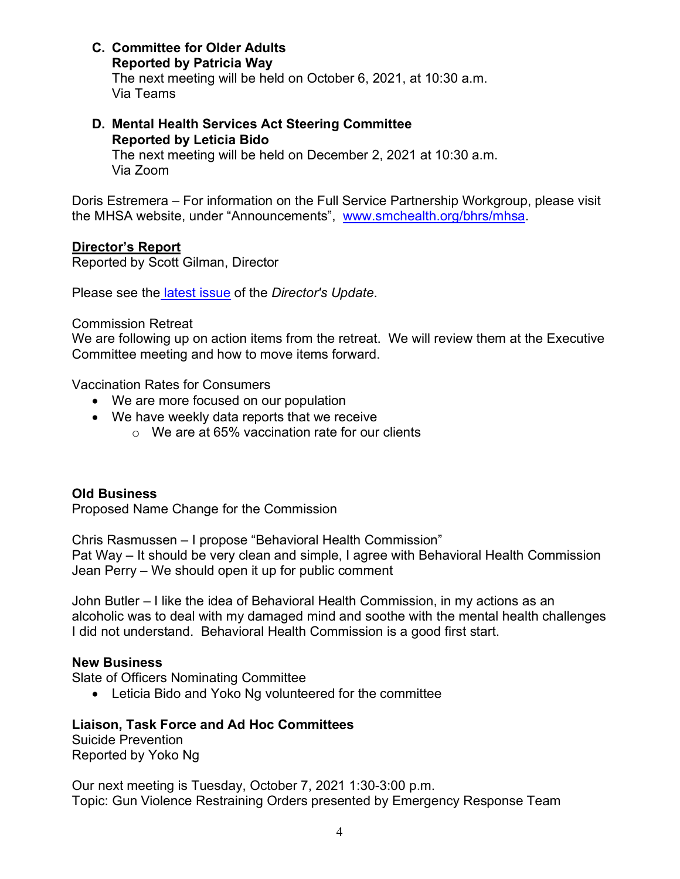**C. Committee for Older Adults**
**Reported by Patricia Way**
The next meeting will be held on October 6, 2021, at 10:30 a.m.
Via Teams

**D. Mental Health Services Act Steering Committee**
**Reported by Leticia Bido**
The next meeting will be held on December 2, 2021 at 10:30 a.m.
Via Zoom

Doris Estremera – For information on the Full Service Partnership Workgroup, please visit the MHSA website, under "Announcements", [www.smchealth.org/bhrs/mhsa](www.smchealth.org/bhrs/mhsa).

**Director's Report**
Reported by Scott Gilman, Director

Please see the latest issue of the *Director's Update*.

Commission Retreat
We are following up on action items from the retreat. We will review them at the Executive Committee meeting and how to move items forward.

Vaccination Rates for Consumers

- We are more focused on our population
- We have weekly data reports that we receive
  - We are at 65% vaccination rate for our clients

**Old Business**
Proposed Name Change for the Commission

Chris Rasmussen – I propose "Behavioral Health Commission"
Pat Way – It should be very clean and simple, I agree with Behavioral Health Commission
Jean Perry – We should open it up for public comment

John Butler – I like the idea of Behavioral Health Commission, in my actions as an alcoholic was to deal with my damaged mind and soothe with the mental health challenges I did not understand. Behavioral Health Commission is a good first start.

**New Business**
Slate of Officers Nominating Committee

- Leticia Bido and Yoko Ng volunteered for the committee

**Liaison, Task Force and Ad Hoc Committees**
Suicide Prevention
Reported by Yoko Ng

Our next meeting is Tuesday, October 7, 2021 1:30-3:00 p.m.
Topic: Gun Violence Restraining Orders presented by Emergency Response Team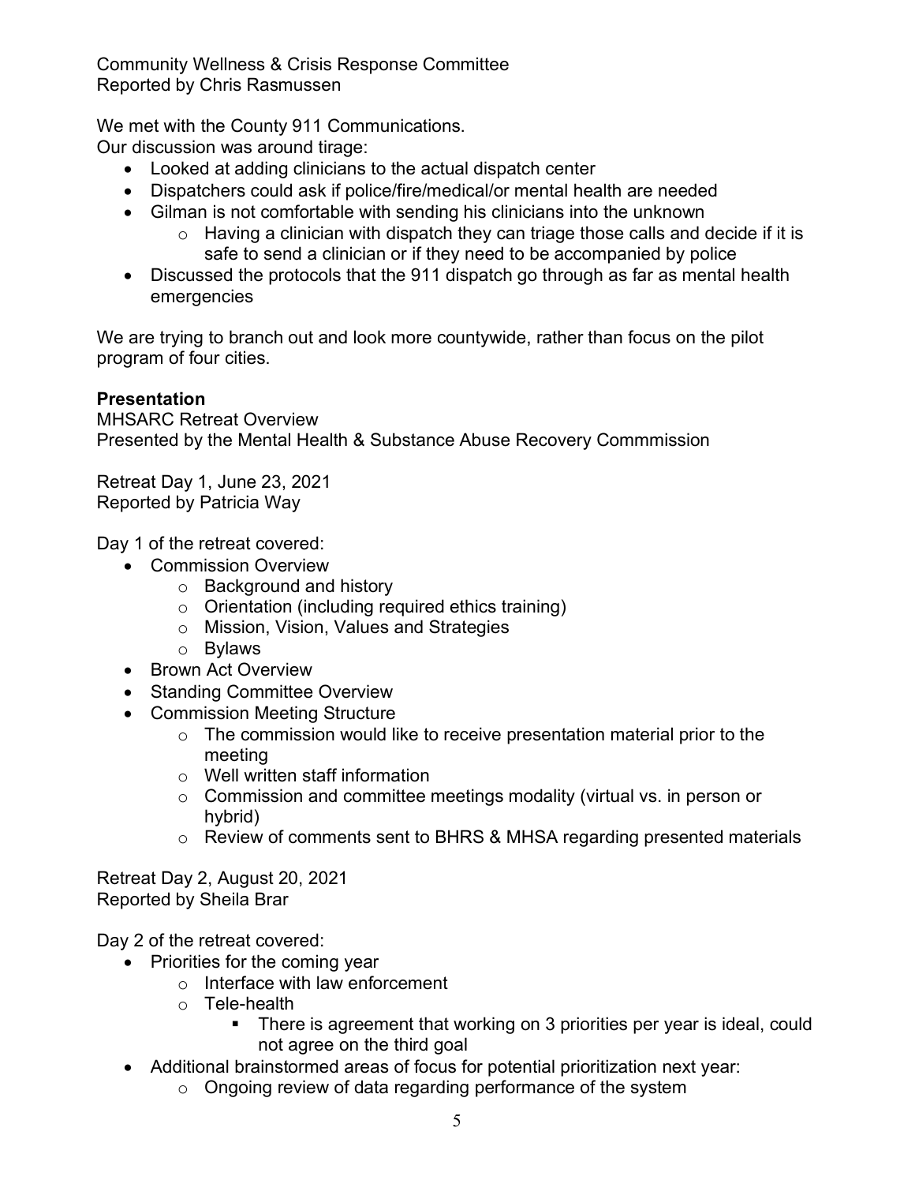Community Wellness & Crisis Response Committee
Reported by Chris Rasmussen

We met with the County 911 Communications.
Our discussion was around tirage:

- Looked at adding clinicians to the actual dispatch center
- Dispatchers could ask if police/fire/medical/or mental health are needed
- Gilman is not comfortable with sending his clinicians into the unknown
    - Having a clinician with dispatch they can triage those calls and decide if it is safe to send a clinician or if they need to be accompanied by police
- Discussed the protocols that the 911 dispatch go through as far as mental health emergencies

We are trying to branch out and look more countywide, rather than focus on the pilot program of four cities.

**Presentation**
MHSARC Retreat Overview
Presented by the Mental Health & Substance Abuse Recovery Commmission

Retreat Day 1, June 23, 2021
Reported by Patricia Way

Day 1 of the retreat covered:

- Commission Overview
    - Background and history
    - Orientation (including required ethics training)
    - Mission, Vision, Values and Strategies
    - Bylaws
- Brown Act Overview
- Standing Committee Overview
- Commission Meeting Structure
    - The commission would like to receive presentation material prior to the meeting
    - Well written staff information
    - Commission and committee meetings modality (virtual vs. in person or hybrid)
    - Review of comments sent to BHRS & MHSA regarding presented materials

Retreat Day 2, August 20, 2021
Reported by Sheila Brar

Day 2 of the retreat covered:

- Priorities for the coming year
    - Interface with law enforcement
    - Tele-health
        - There is agreement that working on 3 priorities per year is ideal, could not agree on the third goal
- Additional brainstormed areas of focus for potential prioritization next year:
    - Ongoing review of data regarding performance of the system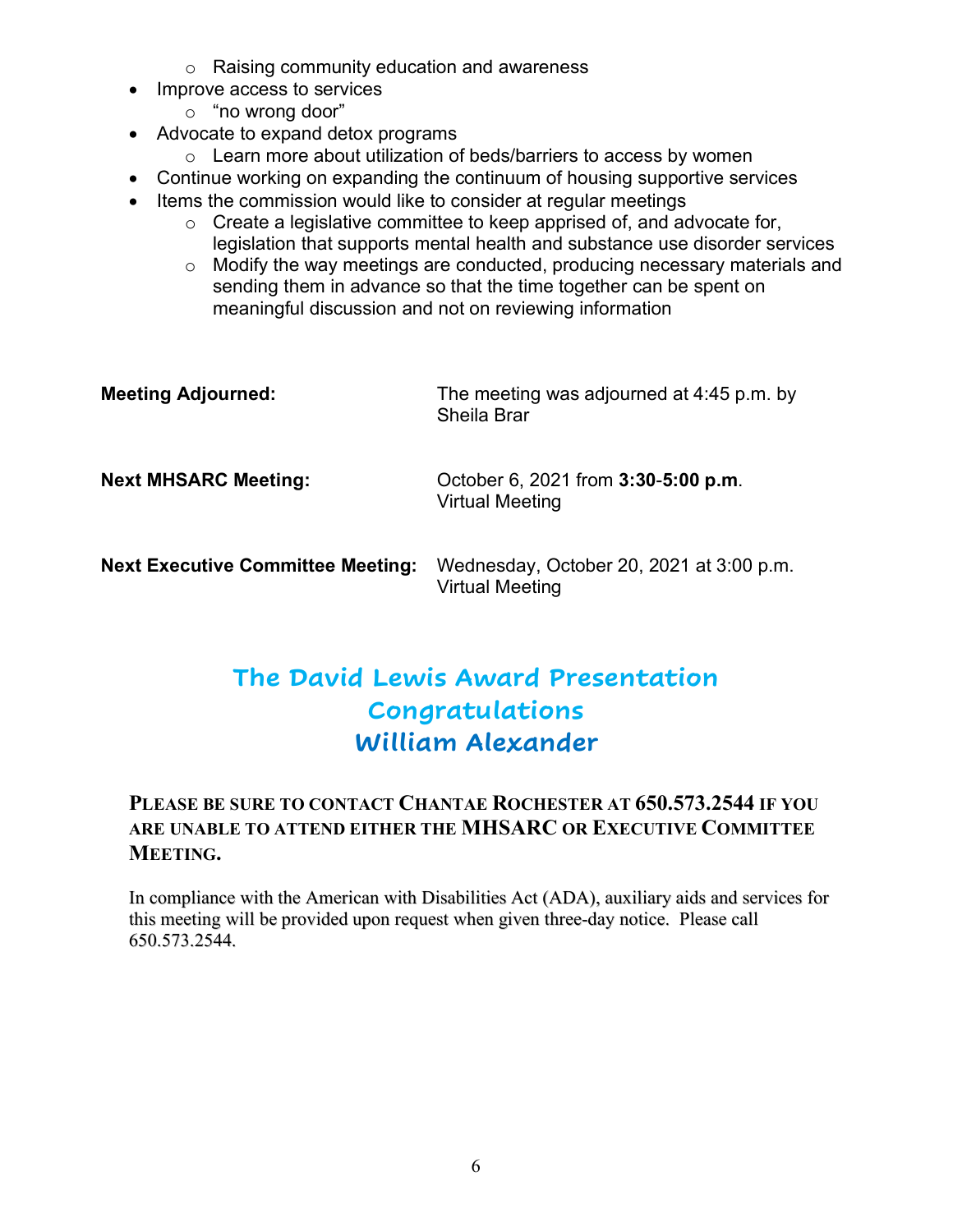- Raising community education and awareness
- Improve access to services
    - "no wrong door"
- Advocate to expand detox programs
    - Learn more about utilization of beds/barriers to access by women
- Continue working on expanding the continuum of housing supportive services
- Items the commission would like to consider at regular meetings
    - Create a legislative committee to keep apprised of, and advocate for, legislation that supports mental health and substance use disorder services
    - Modify the way meetings are conducted, producing necessary materials and sending them in advance so that the time together can be spent on meaningful discussion and not on reviewing information

| | |
|---|---|
| **Meeting Adjourned:** | The meeting was adjourned at 4:45 p.m. by Sheila Brar |
| **Next MHSARC Meeting:** | October 6, 2021 from **3:30**-**5:00 p.m**. Virtual Meeting |
| **Next Executive Committee Meeting:** | Wednesday, October 20, 2021 at 3:00 p.m. Virtual Meeting |

## The David Lewis Award Presentation
## Congratulations
## William Alexander

**PLEASE BE SURE TO CONTACT CHANTAE ROCHESTER AT 650.573.2544 IF YOU ARE UNABLE TO ATTEND EITHER THE MHSARC OR EXECUTIVE COMMITTEE MEETING.**

In compliance with the American with Disabilities Act (ADA), auxiliary aids and services for this meeting will be provided upon request when given three-day notice. Please call 650.573.2544.